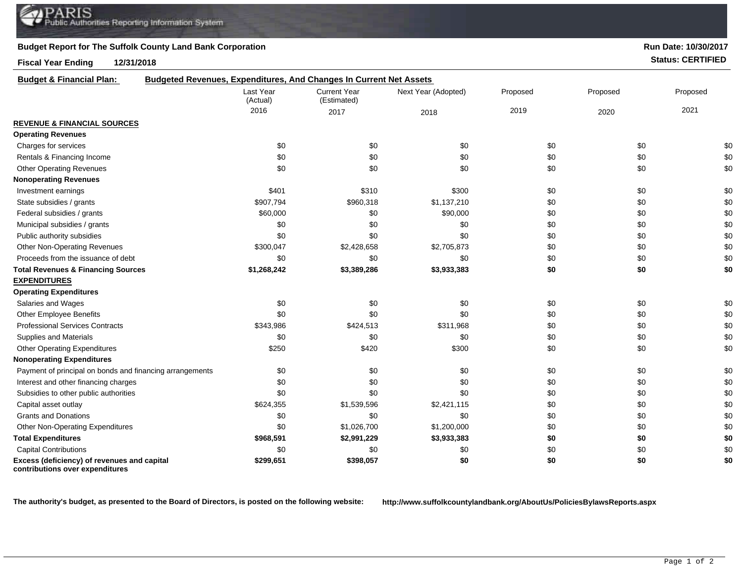PARIS Public Authorities Reporting Information System

**Budget Report for The Suffolk County Land Bank Corporation**

**Run Date: 10/30/2017**

**Fiscal Year Ending 12/31/2018**

**Status: CERTIFIED**

**Budget & Financial Plan:** **Budgeted Revenues, Expenditures, And Changes In Current Net Assets**

| | Last Year (Actual) 2016 | Current Year (Estimated) 2017 | Next Year (Adopted) 2018 | Proposed 2019 | Proposed 2020 | Proposed 2021 |
|---|---|---|---|---|---|---|
| **REVENUE & FINANCIAL SOURCES** | | | | | | |
| **Operating Revenues** | | | | | | |
| Charges for services | $0 | $0 | $0 | $0 | $0 | $0 |
| Rentals & Financing Income | $0 | $0 | $0 | $0 | $0 | $0 |
| Other Operating Revenues | $0 | $0 | $0 | $0 | $0 | $0 |
| **Nonoperating Revenues** | | | | | | |
| Investment earnings | $401 | $310 | $300 | $0 | $0 | $0 |
| State subsidies / grants | $907,794 | $960,318 | $1,137,210 | $0 | $0 | $0 |
| Federal subsidies / grants | $60,000 | $0 | $90,000 | $0 | $0 | $0 |
| Municipal subsidies / grants | $0 | $0 | $0 | $0 | $0 | $0 |
| Public authority subsidies | $0 | $0 | $0 | $0 | $0 | $0 |
| Other Non-Operating Revenues | $300,047 | $2,428,658 | $2,705,873 | $0 | $0 | $0 |
| Proceeds from the issuance of debt | $0 | $0 | $0 | $0 | $0 | $0 |
| **Total Revenues & Financing Sources** | **$1,268,242** | **$3,389,286** | **$3,933,383** | **$0** | **$0** | **$0** |
| **EXPENDITURES** | | | | | | |
| **Operating Expenditures** | | | | | | |
| Salaries and Wages | $0 | $0 | $0 | $0 | $0 | $0 |
| Other Employee Benefits | $0 | $0 | $0 | $0 | $0 | $0 |
| Professional Services Contracts | $343,986 | $424,513 | $311,968 | $0 | $0 | $0 |
| Supplies and Materials | $0 | $0 | $0 | $0 | $0 | $0 |
| Other Operating Expenditures | $250 | $420 | $300 | $0 | $0 | $0 |
| **Nonoperating Expenditures** | | | | | | |
| Payment of principal on bonds and financing arrangements | $0 | $0 | $0 | $0 | $0 | $0 |
| Interest and other financing charges | $0 | $0 | $0 | $0 | $0 | $0 |
| Subsidies to other public authorities | $0 | $0 | $0 | $0 | $0 | $0 |
| Capital asset outlay | $624,355 | $1,539,596 | $2,421,115 | $0 | $0 | $0 |
| Grants and Donations | $0 | $0 | $0 | $0 | $0 | $0 |
| Other Non-Operating Expenditures | $0 | $1,026,700 | $1,200,000 | $0 | $0 | $0 |
| **Total Expenditures** | **$968,591** | **$2,991,229** | **$3,933,383** | **$0** | **$0** | **$0** |
| Capital Contributions | $0 | $0 | $0 | $0 | $0 | $0 |
| **Excess (deficiency) of revenues and capital contributions over expenditures** | **$299,651** | **$398,057** | **$0** | **$0** | **$0** | **$0** |

**The authority's budget, as presented to the Board of Directors, is posted on the following website:** **http://www.suffolkcountylandbank.org/AboutUs/PoliciesBylawsReports.aspx**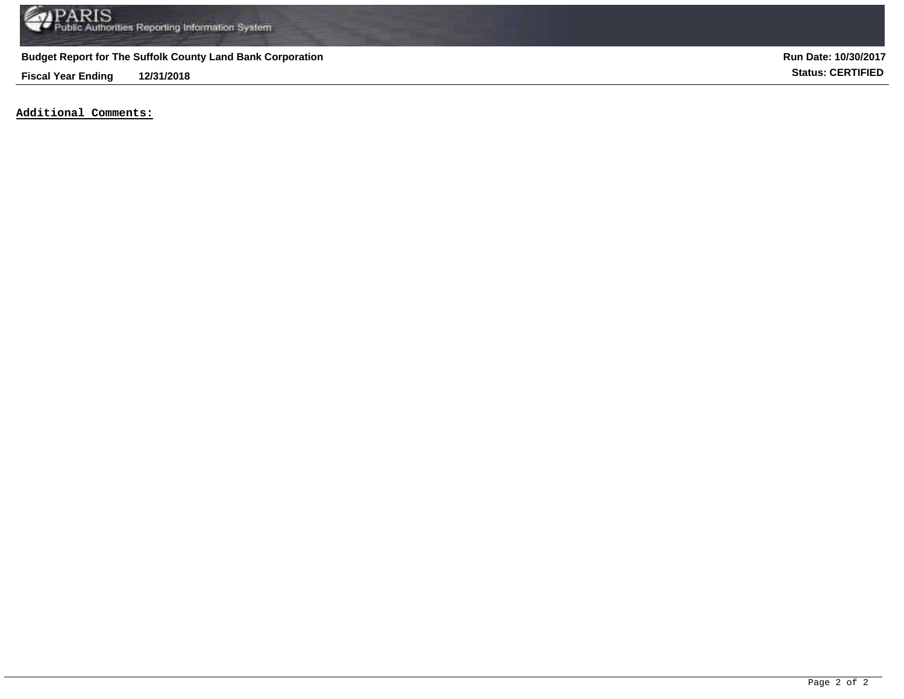**Budget Report for The Suffolk County Land Bank Corporation**

**Run Date: 10/30/2017**

**Fiscal Year Ending 12/31/2018**

**Status: CERTIFIED**

**Additional Comments:**